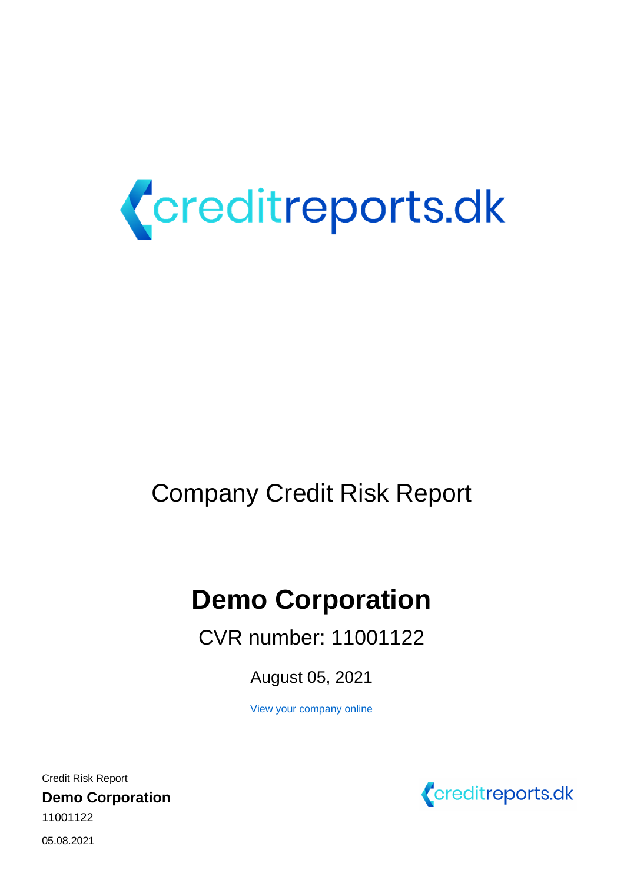creditreports.dk

Company Credit Risk Report

# Demo Corporation

CVR number: 11001122

August 05, 2021

View your company online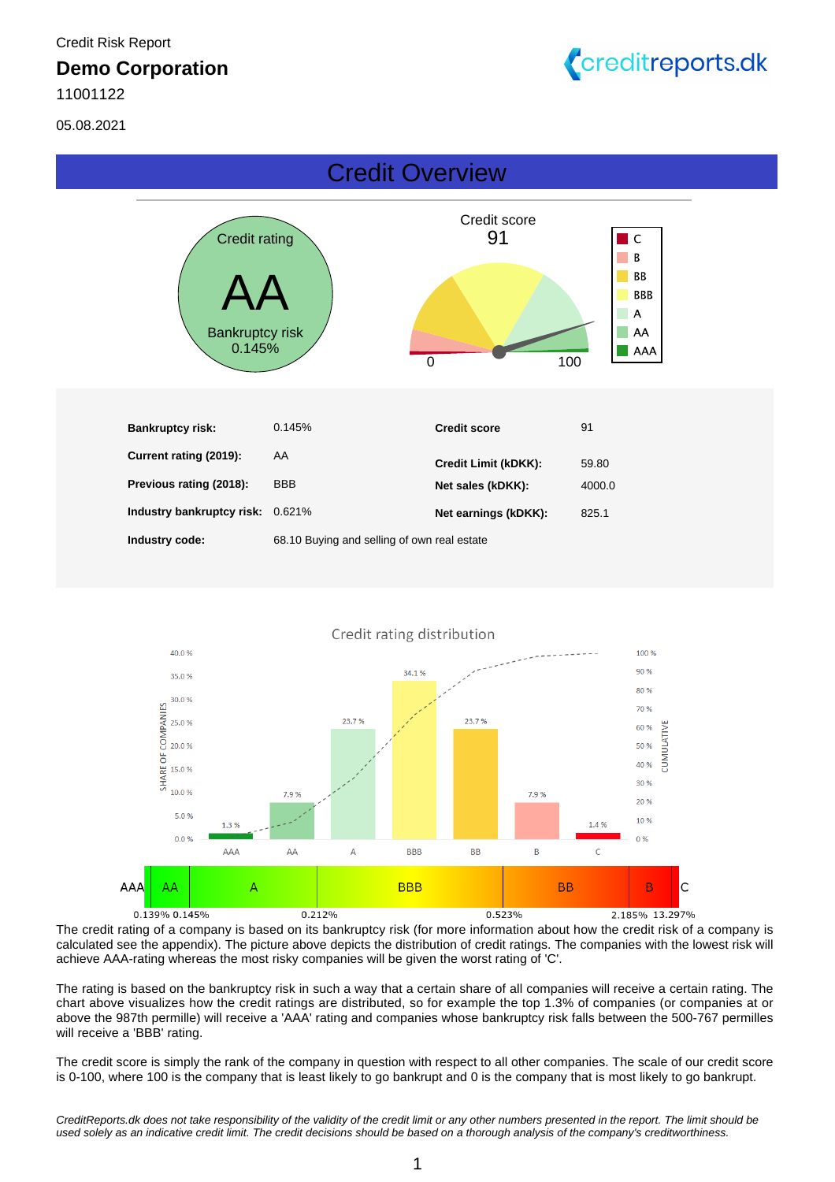Credit Risk Report

**Demo Corporation**

11001122

05.08.2021

# Credit Overview

Credit rating

**AA**

Bankruptcy risk
0.145%

Credit score
91

| | | | |
|---|---|---|---|
| **Bankruptcy risk:** | 0.145% | **Credit score** | 91 |
| **Current rating (2019):** | AA | **Credit Limit (kDKK):** | 59.80 |
| **Previous rating (2018):** | BBB | **Net sales (kDKK):** | 4000.0 |
| **Industry bankruptcy risk:** | 0.621% | **Net earnings (kDKK):** | 825.1 |
| **Industry code:** | 68.10 Buying and selling of own real estate | | |

Credit rating distribution

| Rating | AAA | AA | A | BBB | BB | B | C |
|---|---|---|---|---|---|---|---|
| Share of companies | 1.3 % | 7.9 % | 23.7 % | 34.1 % | 23.7 % | 7.9 % | 1.4 % |

| AAA | AA | A | BBB | BB | B | C |
|---|---|---|---|---|---|---|
| 0.139% | 0.145% | 0.212% | 0.523% | 2.185% | 13.297% | |

The credit rating of a company is based on its bankruptcy risk (for more information about how the credit risk of a company is calculated see the appendix). The picture above depicts the distribution of credit ratings. The companies with the lowest risk will achieve AAA-rating whereas the most risky companies will be given the worst rating of 'C'.

The rating is based on the bankruptcy risk in such a way that a certain share of all companies will receive a certain rating. The chart above visualizes how the credit ratings are distributed, so for example the top 1.3% of companies (or companies at or above the 987th permille) will receive a 'AAA' rating and companies whose bankruptcy risk falls between the 500-767 permilles will receive a 'BBB' rating.

The credit score is simply the rank of the company in question with respect to all other companies. The scale of our credit score is 0-100, where 100 is the company that is least likely to go bankrupt and 0 is the company that is most likely to go bankrupt.

*CreditReports.dk does not take responsibility of the validity of the credit limit or any other numbers presented in the report. The limit should be used solely as an indicative credit limit. The credit decisions should be based on a thorough analysis of the company's creditworthiness.*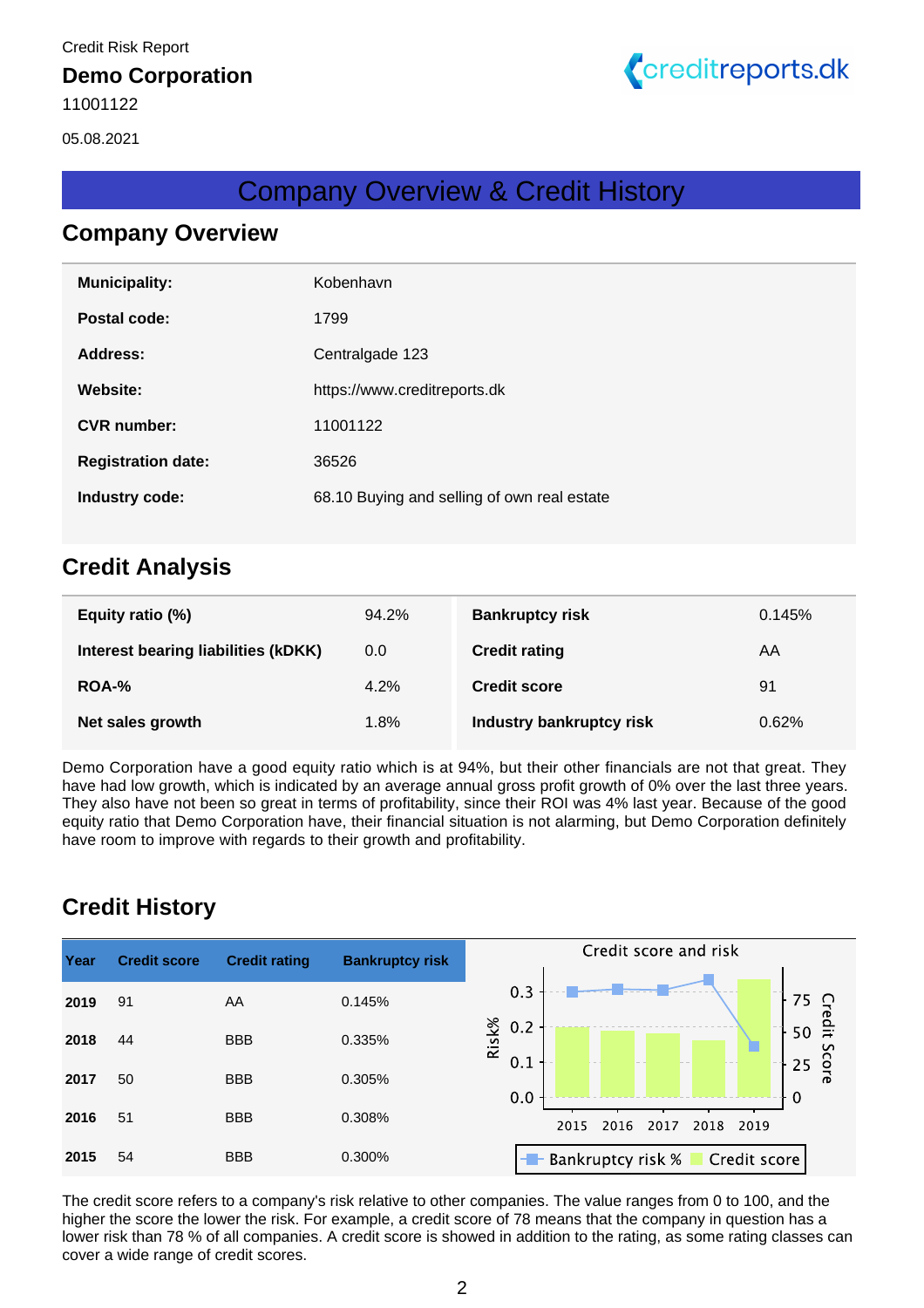Credit Risk Report

**Demo Corporation**

11001122

05.08.2021

# Company Overview & Credit History

## Company Overview

| | |
|---|---|
| **Municipality:** | Kobenhavn |
| **Postal code:** | 1799 |
| **Address:** | Centralgade 123 |
| **Website:** | https://www.creditreports.dk |
| **CVR number:** | 11001122 |
| **Registration date:** | 36526 |
| **Industry code:** | 68.10 Buying and selling of own real estate |

## Credit Analysis

| | | | |
|---|---|---|---|
| **Equity ratio (%)** | 94.2% | **Bankruptcy risk** | 0.145% |
| **Interest bearing liabilities (kDKK)** | 0.0 | **Credit rating** | AA |
| **ROA-%** | 4.2% | **Credit score** | 91 |
| **Net sales growth** | 1.8% | **Industry bankruptcy risk** | 0.62% |

Demo Corporation have a good equity ratio which is at 94%, but their other financials are not that great. They have had low growth, which is indicated by an average annual gross profit growth of 0% over the last three years. They also have not been so great in terms of profitability, since their ROI was 4% last year. Because of the good equity ratio that Demo Corporation have, their financial situation is not alarming, but Demo Corporation definitely have room to improve with regards to their growth and profitability.

## Credit History

| Year | Credit score | Credit rating | Bankruptcy risk |
|---|---|---|---|
| **2019** | 91 | AA | 0.145% |
| **2018** | 44 | BBB | 0.335% |
| **2017** | 50 | BBB | 0.305% |
| **2016** | 51 | BBB | 0.308% |
| **2015** | 54 | BBB | 0.300% |

The credit score refers to a company's risk relative to other companies. The value ranges from 0 to 100, and the higher the score the lower the risk. For example, a credit score of 78 means that the company in question has a lower risk than 78 % of all companies. A credit score is showed in addition to the rating, as some rating classes can cover a wide range of credit scores.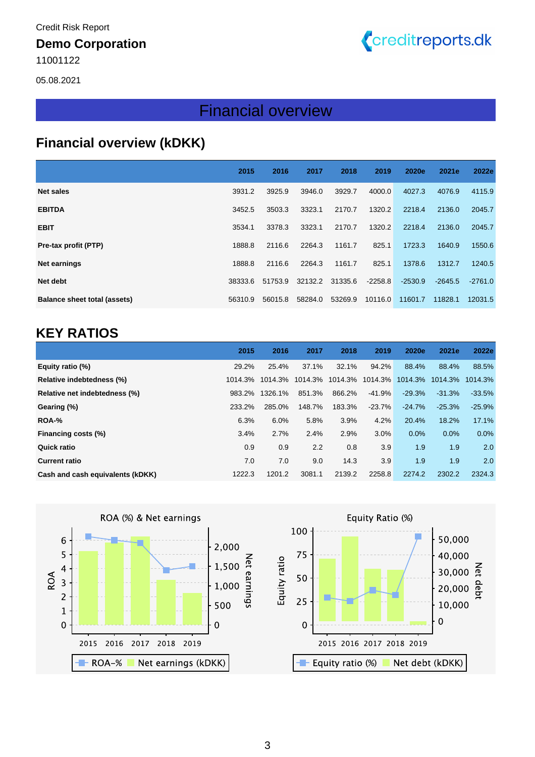Credit Risk Report

**Demo Corporation**

11001122

05.08.2021

# Financial overview

## Financial overview (kDKK)

| | 2015 | 2016 | 2017 | 2018 | 2019 | 2020e | 2021e | 2022e |
|---|---|---|---|---|---|---|---|---|
| **Net sales** | 3931.2 | 3925.9 | 3946.0 | 3929.7 | 4000.0 | 4027.3 | 4076.9 | 4115.9 |
| **EBITDA** | 3452.5 | 3503.3 | 3323.1 | 2170.7 | 1320.2 | 2218.4 | 2136.0 | 2045.7 |
| **EBIT** | 3534.1 | 3378.3 | 3323.1 | 2170.7 | 1320.2 | 2218.4 | 2136.0 | 2045.7 |
| **Pre-tax profit (PTP)** | 1888.8 | 2116.6 | 2264.3 | 1161.7 | 825.1 | 1723.3 | 1640.9 | 1550.6 |
| **Net earnings** | 1888.8 | 2116.6 | 2264.3 | 1161.7 | 825.1 | 1378.6 | 1312.7 | 1240.5 |
| **Net debt** | 38333.6 | 51753.9 | 32132.2 | 31335.6 | -2258.8 | -2530.9 | -2645.5 | -2761.0 |
| **Balance sheet total (assets)** | 56310.9 | 56015.8 | 58284.0 | 53269.9 | 10116.0 | 11601.7 | 11828.1 | 12031.5 |

## KEY RATIOS

| | 2015 | 2016 | 2017 | 2018 | 2019 | 2020e | 2021e | 2022e |
|---|---|---|---|---|---|---|---|---|
| **Equity ratio (%)** | 29.2% | 25.4% | 37.1% | 32.1% | 94.2% | 88.4% | 88.4% | 88.5% |
| **Relative indebtedness (%)** | 1014.3% | 1014.3% | 1014.3% | 1014.3% | 1014.3% | 1014.3% | 1014.3% | 1014.3% |
| **Relative net indebtedness (%)** | 983.2% | 1326.1% | 851.3% | 866.2% | -41.9% | -29.3% | -31.3% | -33.5% |
| **Gearing (%)** | 233.2% | 285.0% | 148.7% | 183.3% | -23.7% | -24.7% | -25.3% | -25.9% |
| **ROA-%** | 6.3% | 6.0% | 5.8% | 3.9% | 4.2% | 20.4% | 18.2% | 17.1% |
| **Financing costs (%)** | 3.4% | 2.7% | 2.4% | 2.9% | 3.0% | 0.0% | 0.0% | 0.0% |
| **Quick ratio** | 0.9 | 0.9 | 2.2 | 0.8 | 3.9 | 1.9 | 1.9 | 2.0 |
| **Current ratio** | 7.0 | 7.0 | 9.0 | 14.3 | 3.9 | 1.9 | 1.9 | 2.0 |
| **Cash and cash equivalents (kDKK)** | 1222.3 | 1201.2 | 3081.1 | 2139.2 | 2258.8 | 2274.2 | 2302.2 | 2324.3 |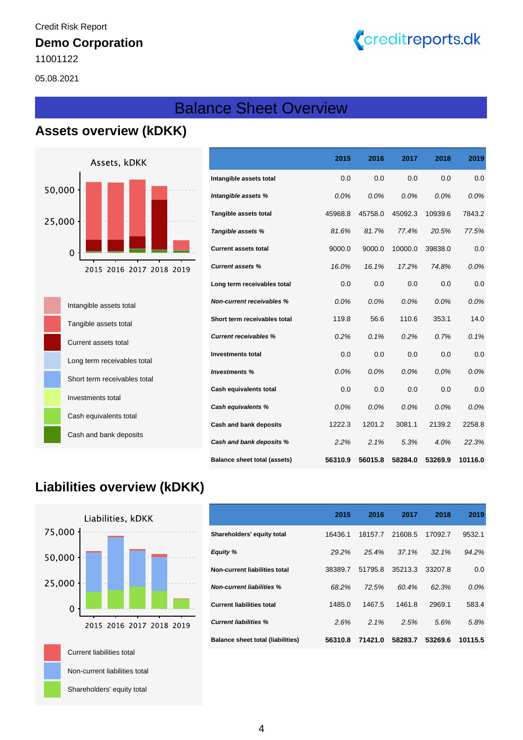Credit Risk Report

**Demo Corporation**

11001122

05.08.2021

# Balance Sheet Overview

## Assets overview (kDKK)

Assets, kDKK

- Intangible assets total
- Tangible assets total
- Current assets total
- Long term receivables total
- Short term receivables total
- Investments total
- Cash equivalents total
- Cash and bank deposits

| | 2015 | 2016 | 2017 | 2018 | 2019 |
|---|---|---|---|---|---|
| **Intangible assets total** | 0.0 | 0.0 | 0.0 | 0.0 | 0.0 |
| ***Intangible assets %*** | *0.0%* | *0.0%* | *0.0%* | *0.0%* | *0.0%* |
| **Tangible assets total** | 45968.8 | 45758.0 | 45092.3 | 10939.6 | 7843.2 |
| ***Tangible assets %*** | *81.6%* | *81.7%* | *77.4%* | *20.5%* | *77.5%* |
| **Current assets total** | 9000.0 | 9000.0 | 10000.0 | 39838.0 | 0.0 |
| ***Current assets %*** | *16.0%* | *16.1%* | *17.2%* | *74.8%* | *0.0%* |
| **Long term receivables total** | 0.0 | 0.0 | 0.0 | 0.0 | 0.0 |
| ***Non-current receivables %*** | *0.0%* | *0.0%* | *0.0%* | *0.0%* | *0.0%* |
| **Short term receivables total** | 119.8 | 56.6 | 110.6 | 353.1 | 14.0 |
| ***Current receivables %*** | *0.2%* | *0.1%* | *0.2%* | *0.7%* | *0.1%* |
| **Investments total** | 0.0 | 0.0 | 0.0 | 0.0 | 0.0 |
| ***Investments %*** | *0.0%* | *0.0%* | *0.0%* | *0.0%* | *0.0%* |
| **Cash equivalents total** | 0.0 | 0.0 | 0.0 | 0.0 | 0.0 |
| ***Cash equivalents %*** | *0.0%* | *0.0%* | *0.0%* | *0.0%* | *0.0%* |
| **Cash and bank deposits** | 1222.3 | 1201.2 | 3081.1 | 2139.2 | 2258.8 |
| ***Cash and bank deposits %*** | *2.2%* | *2.1%* | *5.3%* | *4.0%* | *22.3%* |
| **Balance sheet total (assets)** | **56310.9** | **56015.8** | **58284.0** | **53269.9** | **10116.0** |

## Liabilities overview (kDKK)

Liabilities, kDKK

- Current liabilities total
- Non-current liabilities total
- Shareholders' equity total

| | 2015 | 2016 | 2017 | 2018 | 2019 |
|---|---|---|---|---|---|
| **Shareholders' equity total** | 16436.1 | 18157.7 | 21608.5 | 17092.7 | 9532.1 |
| ***Equity %*** | *29.2%* | *25.4%* | *37.1%* | *32.1%* | *94.2%* |
| **Non-current liabilities total** | 38389.7 | 51795.8 | 35213.3 | 33207.8 | 0.0 |
| ***Non-current liabilities %*** | *68.2%* | *72.5%* | *60.4%* | *62.3%* | *0.0%* |
| **Current liabilities total** | 1485.0 | 1467.5 | 1461.8 | 2969.1 | 583.4 |
| ***Current liabilities %*** | *2.6%* | *2.1%* | *2.5%* | *5.6%* | *5.8%* |
| **Balance sheet total (liabilities)** | **56310.8** | **71421.0** | **58283.7** | **53269.6** | **10115.5** |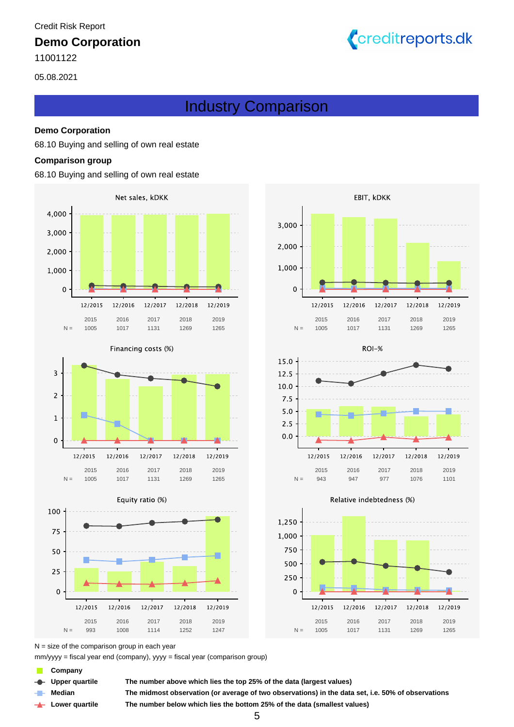Credit Risk Report

**Demo Corporation**

11001122

05.08.2021

## Industry Comparison

**Demo Corporation**

68.10 Buying and selling of own real estate

**Comparison group**

68.10 Buying and selling of own real estate

Net sales, kDKK

| | 12/2015 | 12/2016 | 12/2017 | 12/2018 | 12/2019 |
|---|---|---|---|---|---|
| | 2015 | 2016 | 2017 | 2018 | 2019 |
| N = | 1005 | 1017 | 1131 | 1269 | 1265 |

EBIT, kDKK

| | 12/2015 | 12/2016 | 12/2017 | 12/2018 | 12/2019 |
|---|---|---|---|---|---|
| | 2015 | 2016 | 2017 | 2018 | 2019 |
| N = | 1005 | 1017 | 1131 | 1269 | 1265 |

Financing costs (%)

| | 12/2015 | 12/2016 | 12/2017 | 12/2018 | 12/2019 |
|---|---|---|---|---|---|
| | 2015 | 2016 | 2017 | 2018 | 2019 |
| N = | 1005 | 1017 | 1131 | 1269 | 1265 |

ROI-%

| | 12/2015 | 12/2016 | 12/2017 | 12/2018 | 12/2019 |
|---|---|---|---|---|---|
| | 2015 | 2016 | 2017 | 2018 | 2019 |
| N = | 943 | 947 | 977 | 1076 | 1101 |

Equity ratio (%)

| | 12/2015 | 12/2016 | 12/2017 | 12/2018 | 12/2019 |
|---|---|---|---|---|---|
| | 2015 | 2016 | 2017 | 2018 | 2019 |
| N = | 993 | 1008 | 1114 | 1252 | 1247 |

Relative indebtedness (%)

| | 12/2015 | 12/2016 | 12/2017 | 12/2018 | 12/2019 |
|---|---|---|---|---|---|
| | 2015 | 2016 | 2017 | 2018 | 2019 |
| N = | 1005 | 1017 | 1131 | 1269 | 1265 |

N = size of the comparison group in each year

mm/yyyy = fiscal year end (company), yyyy = fiscal year (comparison group)

| | |
|---|---|
| **Company** | |
| **Upper quartile** | **The number above which lies the top 25% of the data (largest values)** |
| **Median** | **The midmost observation (or average of two observations) in the data set, i.e. 50% of observations** |
| **Lower quartile** | **The number below which lies the bottom 25% of the data (smallest values)** |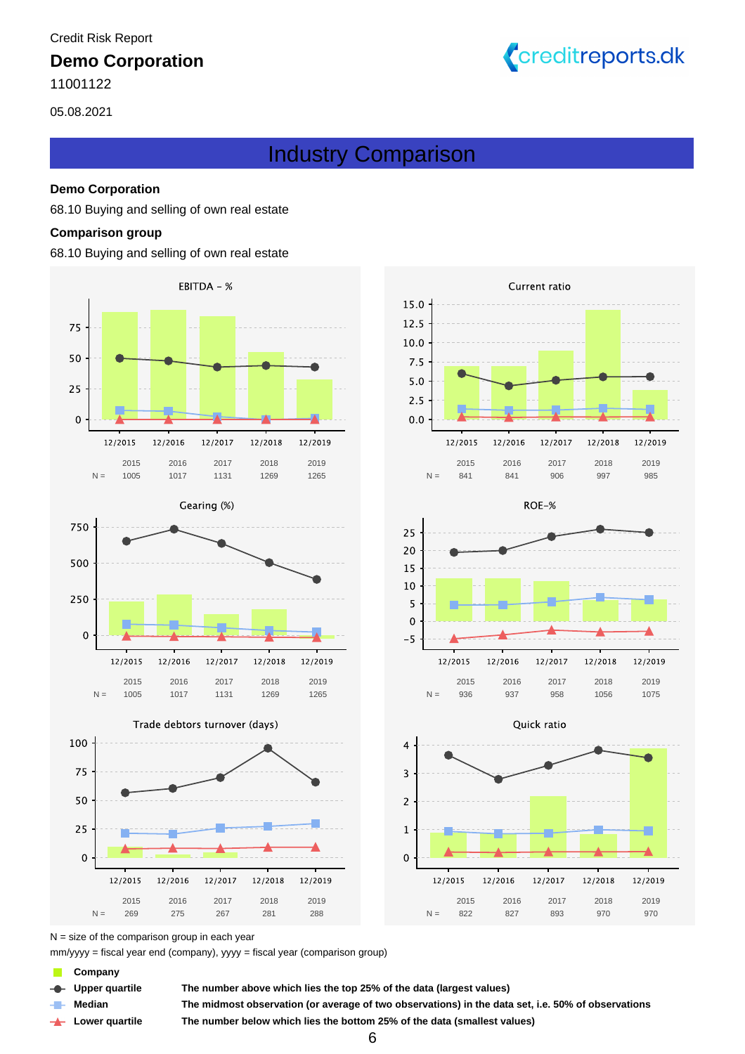Credit Risk Report

**Demo Corporation**

11001122

05.08.2021

## Industry Comparison

**Demo Corporation**

68.10 Buying and selling of own real estate

**Comparison group**

68.10 Buying and selling of own real estate

**EBITDA - %**

| | 2015 | 2016 | 2017 | 2018 | 2019 |
|---|---|---|---|---|---|
| N = | 1005 | 1017 | 1131 | 1269 | 1265 |

**Current ratio**

| | 2015 | 2016 | 2017 | 2018 | 2019 |
|---|---|---|---|---|---|
| N = | 841 | 841 | 906 | 997 | 985 |

**Gearing (%)**

| | 2015 | 2016 | 2017 | 2018 | 2019 |
|---|---|---|---|---|---|
| N = | 1005 | 1017 | 1131 | 1269 | 1265 |

**ROE-%**

| | 2015 | 2016 | 2017 | 2018 | 2019 |
|---|---|---|---|---|---|
| N = | 936 | 937 | 958 | 1056 | 1075 |

**Trade debtors turnover (days)**

| | 2015 | 2016 | 2017 | 2018 | 2019 |
|---|---|---|---|---|---|
| N = | 269 | 275 | 267 | 281 | 288 |

**Quick ratio**

| | 2015 | 2016 | 2017 | 2018 | 2019 |
|---|---|---|---|---|---|
| N = | 822 | 827 | 893 | 970 | 970 |

N = size of the comparison group in each year

mm/yyyy = fiscal year end (company), yyyy = fiscal year (comparison group)

| | |
|---|---|
| **Company** | |
| **Upper quartile** | **The number above which lies the top 25% of the data (largest values)** |
| **Median** | **The midmost observation (or average of two observations) in the data set, i.e. 50% of observations** |
| **Lower quartile** | **The number below which lies the bottom 25% of the data (smallest values)** |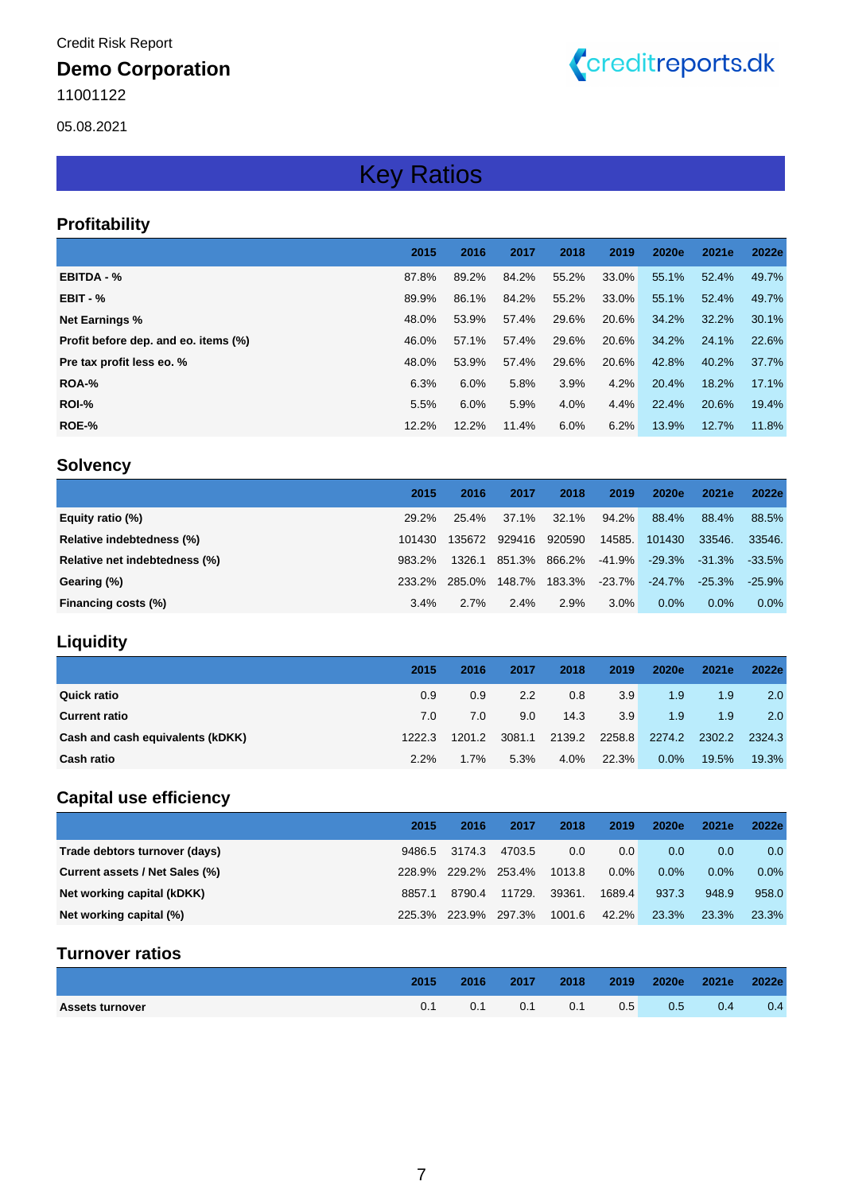Credit Risk Report

**Demo Corporation**

11001122

05.08.2021

# Key Ratios

## Profitability

| | 2015 | 2016 | 2017 | 2018 | 2019 | 2020e | 2021e | 2022e |
|---|---|---|---|---|---|---|---|---|
| **EBITDA - %** | 87.8% | 89.2% | 84.2% | 55.2% | 33.0% | 55.1% | 52.4% | 49.7% |
| **EBIT - %** | 89.9% | 86.1% | 84.2% | 55.2% | 33.0% | 55.1% | 52.4% | 49.7% |
| **Net Earnings %** | 48.0% | 53.9% | 57.4% | 29.6% | 20.6% | 34.2% | 32.2% | 30.1% |
| **Profit before dep. and eo. items (%)** | 46.0% | 57.1% | 57.4% | 29.6% | 20.6% | 34.2% | 24.1% | 22.6% |
| **Pre tax profit less eo. %** | 48.0% | 53.9% | 57.4% | 29.6% | 20.6% | 42.8% | 40.2% | 37.7% |
| **ROA-%** | 6.3% | 6.0% | 5.8% | 3.9% | 4.2% | 20.4% | 18.2% | 17.1% |
| **ROI-%** | 5.5% | 6.0% | 5.9% | 4.0% | 4.4% | 22.4% | 20.6% | 19.4% |
| **ROE-%** | 12.2% | 12.2% | 11.4% | 6.0% | 6.2% | 13.9% | 12.7% | 11.8% |

## Solvency

| | 2015 | 2016 | 2017 | 2018 | 2019 | 2020e | 2021e | 2022e |
|---|---|---|---|---|---|---|---|---|
| **Equity ratio (%)** | 29.2% | 25.4% | 37.1% | 32.1% | 94.2% | 88.4% | 88.4% | 88.5% |
| **Relative indebtedness (%)** | 101430 | 135672 | 929416 | 920590 | 14585. | 101430 | 33546. | 33546. |
| **Relative net indebtedness (%)** | 983.2% | 1326.1 | 851.3% | 866.2% | -41.9% | -29.3% | -31.3% | -33.5% |
| **Gearing (%)** | 233.2% | 285.0% | 148.7% | 183.3% | -23.7% | -24.7% | -25.3% | -25.9% |
| **Financing costs (%)** | 3.4% | 2.7% | 2.4% | 2.9% | 3.0% | 0.0% | 0.0% | 0.0% |

## Liquidity

| | 2015 | 2016 | 2017 | 2018 | 2019 | 2020e | 2021e | 2022e |
|---|---|---|---|---|---|---|---|---|
| **Quick ratio** | 0.9 | 0.9 | 2.2 | 0.8 | 3.9 | 1.9 | 1.9 | 2.0 |
| **Current ratio** | 7.0 | 7.0 | 9.0 | 14.3 | 3.9 | 1.9 | 1.9 | 2.0 |
| **Cash and cash equivalents (kDKK)** | 1222.3 | 1201.2 | 3081.1 | 2139.2 | 2258.8 | 2274.2 | 2302.2 | 2324.3 |
| **Cash ratio** | 2.2% | 1.7% | 5.3% | 4.0% | 22.3% | 0.0% | 19.5% | 19.3% |

## Capital use efficiency

| | 2015 | 2016 | 2017 | 2018 | 2019 | 2020e | 2021e | 2022e |
|---|---|---|---|---|---|---|---|---|
| **Trade debtors turnover (days)** | 9486.5 | 3174.3 | 4703.5 | 0.0 | 0.0 | 0.0 | 0.0 | 0.0 |
| **Current assets / Net Sales (%)** | 228.9% | 229.2% | 253.4% | 1013.8 | 0.0% | 0.0% | 0.0% | 0.0% |
| **Net working capital (kDKK)** | 8857.1 | 8790.4 | 11729. | 39361. | 1689.4 | 937.3 | 948.9 | 958.0 |
| **Net working capital (%)** | 225.3% | 223.9% | 297.3% | 1001.6 | 42.2% | 23.3% | 23.3% | 23.3% |

## Turnover ratios

| | 2015 | 2016 | 2017 | 2018 | 2019 | 2020e | 2021e | 2022e |
|---|---|---|---|---|---|---|---|---|
| **Assets turnover** | 0.1 | 0.1 | 0.1 | 0.1 | 0.5 | 0.5 | 0.4 | 0.4 |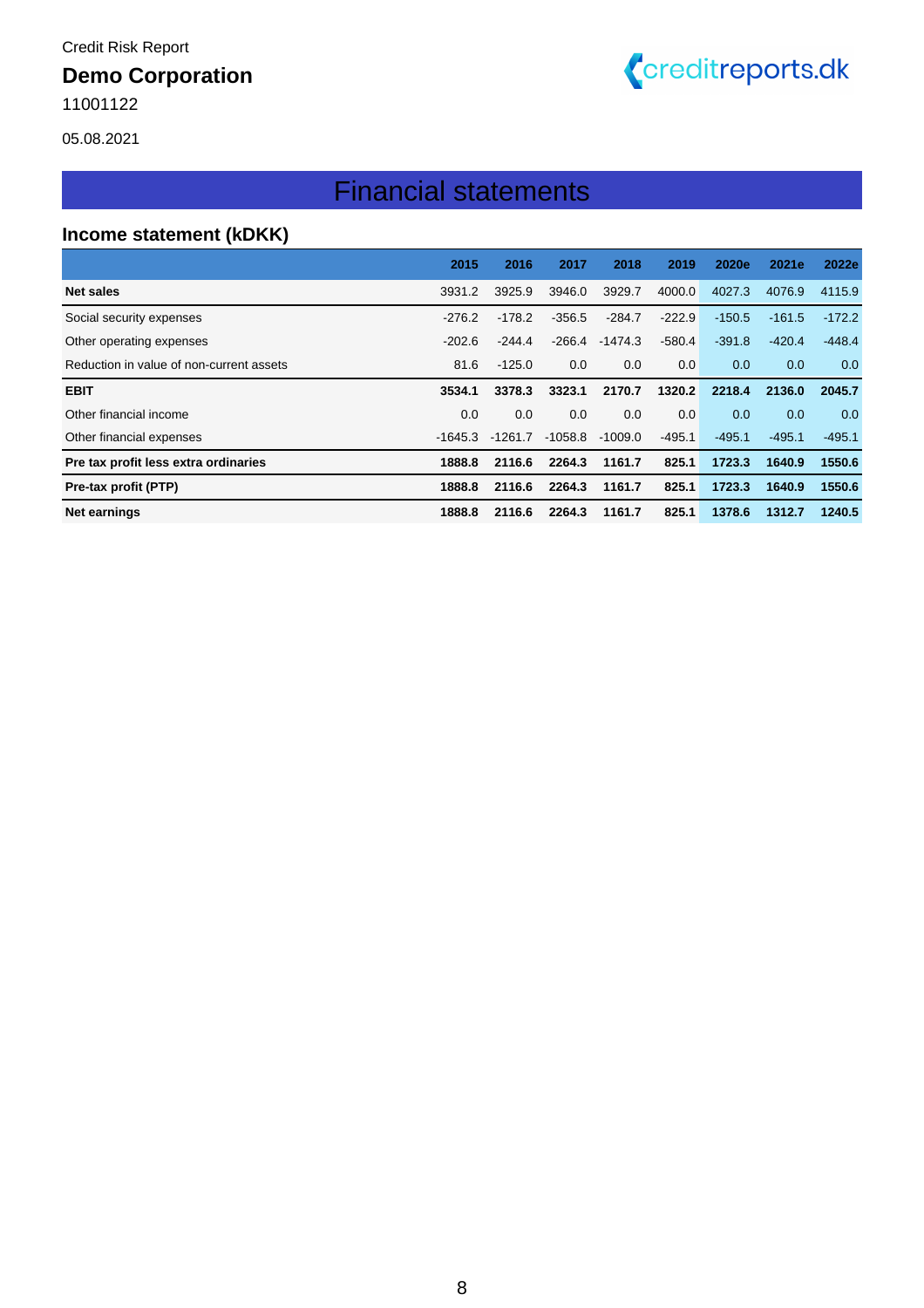Credit Risk Report

**Demo Corporation**

11001122

05.08.2021

# Financial statements

## Income statement (kDKK)

| | 2015 | 2016 | 2017 | 2018 | 2019 | 2020e | 2021e | 2022e |
|---|---|---|---|---|---|---|---|---|
| **Net sales** | 3931.2 | 3925.9 | 3946.0 | 3929.7 | 4000.0 | 4027.3 | 4076.9 | 4115.9 |
| Social security expenses | -276.2 | -178.2 | -356.5 | -284.7 | -222.9 | -150.5 | -161.5 | -172.2 |
| Other operating expenses | -202.6 | -244.4 | -266.4 | -1474.3 | -580.4 | -391.8 | -420.4 | -448.4 |
| Reduction in value of non-current assets | 81.6 | -125.0 | 0.0 | 0.0 | 0.0 | 0.0 | 0.0 | 0.0 |
| **EBIT** | **3534.1** | **3378.3** | **3323.1** | **2170.7** | **1320.2** | **2218.4** | **2136.0** | **2045.7** |
| Other financial income | 0.0 | 0.0 | 0.0 | 0.0 | 0.0 | 0.0 | 0.0 | 0.0 |
| Other financial expenses | -1645.3 | -1261.7 | -1058.8 | -1009.0 | -495.1 | -495.1 | -495.1 | -495.1 |
| **Pre tax profit less extra ordinaries** | **1888.8** | **2116.6** | **2264.3** | **1161.7** | **825.1** | **1723.3** | **1640.9** | **1550.6** |
| **Pre-tax profit (PTP)** | **1888.8** | **2116.6** | **2264.3** | **1161.7** | **825.1** | **1723.3** | **1640.9** | **1550.6** |
| **Net earnings** | **1888.8** | **2116.6** | **2264.3** | **1161.7** | **825.1** | **1378.6** | **1312.7** | **1240.5** |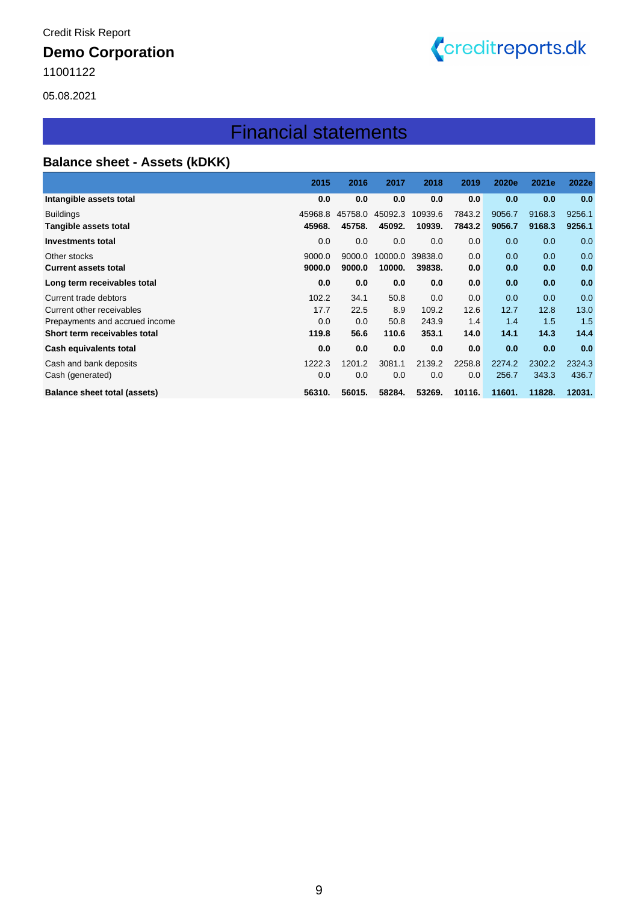Credit Risk Report

**Demo Corporation**

11001122

05.08.2021

# Financial statements

## Balance sheet - Assets (kDKK)

| | 2015 | 2016 | 2017 | 2018 | 2019 | 2020e | 2021e | 2022e |
|---|---|---|---|---|---|---|---|---|
| **Intangible assets total** | **0.0** | **0.0** | **0.0** | **0.0** | **0.0** | **0.0** | **0.0** | **0.0** |
| Buildings | 45968.8 | 45758.0 | 45092.3 | 10939.6 | 7843.2 | 9056.7 | 9168.3 | 9256.1 |
| **Tangible assets total** | **45968.** | **45758.** | **45092.** | **10939.** | **7843.2** | **9056.7** | **9168.3** | **9256.1** |
| **Investments total** | 0.0 | 0.0 | 0.0 | 0.0 | 0.0 | 0.0 | 0.0 | 0.0 |
| Other stocks | 9000.0 | 9000.0 | 10000.0 | 39838.0 | 0.0 | 0.0 | 0.0 | 0.0 |
| **Current assets total** | **9000.0** | **9000.0** | **10000.** | **39838.** | **0.0** | **0.0** | **0.0** | **0.0** |
| **Long term receivables total** | **0.0** | **0.0** | **0.0** | **0.0** | **0.0** | **0.0** | **0.0** | **0.0** |
| Current trade debtors | 102.2 | 34.1 | 50.8 | 0.0 | 0.0 | 0.0 | 0.0 | 0.0 |
| Current other receivables | 17.7 | 22.5 | 8.9 | 109.2 | 12.6 | 12.7 | 12.8 | 13.0 |
| Prepayments and accrued income | 0.0 | 0.0 | 50.8 | 243.9 | 1.4 | 1.4 | 1.5 | 1.5 |
| **Short term receivables total** | **119.8** | **56.6** | **110.6** | **353.1** | **14.0** | **14.1** | **14.3** | **14.4** |
| **Cash equivalents total** | **0.0** | **0.0** | **0.0** | **0.0** | **0.0** | **0.0** | **0.0** | **0.0** |
| Cash and bank deposits | 1222.3 | 1201.2 | 3081.1 | 2139.2 | 2258.8 | 2274.2 | 2302.2 | 2324.3 |
| Cash (generated) | 0.0 | 0.0 | 0.0 | 0.0 | 0.0 | 256.7 | 343.3 | 436.7 |
| **Balance sheet total (assets)** | **56310.** | **56015.** | **58284.** | **53269.** | **10116.** | **11601.** | **11828.** | **12031.** |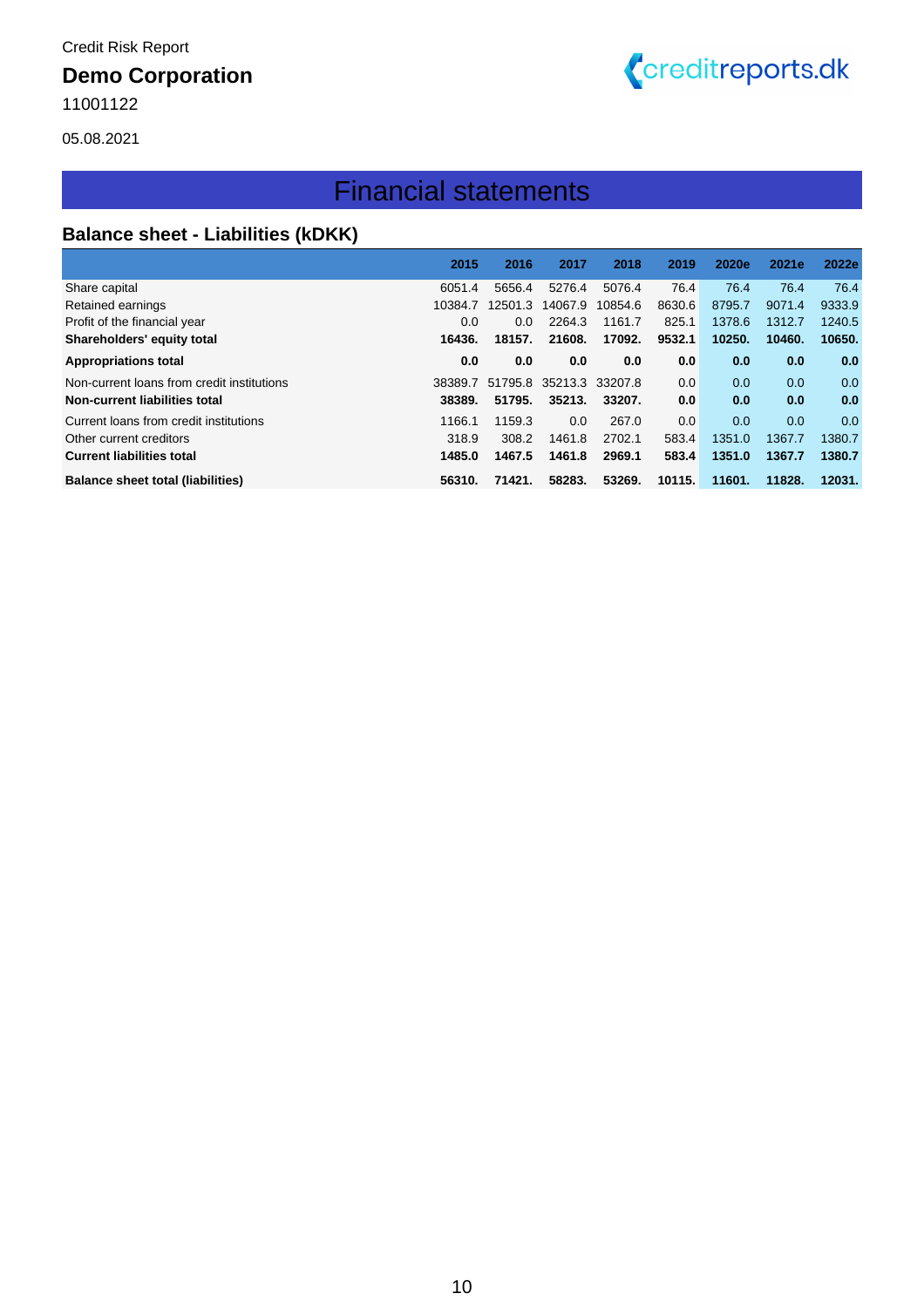Credit Risk Report

**Demo Corporation**

11001122

05.08.2021

# Financial statements

## Balance sheet - Liabilities (kDKK)

| | 2015 | 2016 | 2017 | 2018 | 2019 | 2020e | 2021e | 2022e |
|---|---|---|---|---|---|---|---|---|
| Share capital | 6051.4 | 5656.4 | 5276.4 | 5076.4 | 76.4 | 76.4 | 76.4 | 76.4 |
| Retained earnings | 10384.7 | 12501.3 | 14067.9 | 10854.6 | 8630.6 | 8795.7 | 9071.4 | 9333.9 |
| Profit of the financial year | 0.0 | 0.0 | 2264.3 | 1161.7 | 825.1 | 1378.6 | 1312.7 | 1240.5 |
| **Shareholders' equity total** | **16436.** | **18157.** | **21608.** | **17092.** | **9532.1** | **10250.** | **10460.** | **10650.** |
| **Appropriations total** | **0.0** | **0.0** | **0.0** | **0.0** | **0.0** | **0.0** | **0.0** | **0.0** |
| Non-current loans from credit institutions | 38389.7 | 51795.8 | 35213.3 | 33207.8 | 0.0 | 0.0 | 0.0 | 0.0 |
| **Non-current liabilities total** | **38389.** | **51795.** | **35213.** | **33207.** | **0.0** | **0.0** | **0.0** | **0.0** |
| Current loans from credit institutions | 1166.1 | 1159.3 | 0.0 | 267.0 | 0.0 | 0.0 | 0.0 | 0.0 |
| Other current creditors | 318.9 | 308.2 | 1461.8 | 2702.1 | 583.4 | 1351.0 | 1367.7 | 1380.7 |
| **Current liabilities total** | **1485.0** | **1467.5** | **1461.8** | **2969.1** | **583.4** | **1351.0** | **1367.7** | **1380.7** |
| **Balance sheet total (liabilities)** | **56310.** | **71421.** | **58283.** | **53269.** | **10115.** | **11601.** | **11828.** | **12031.** |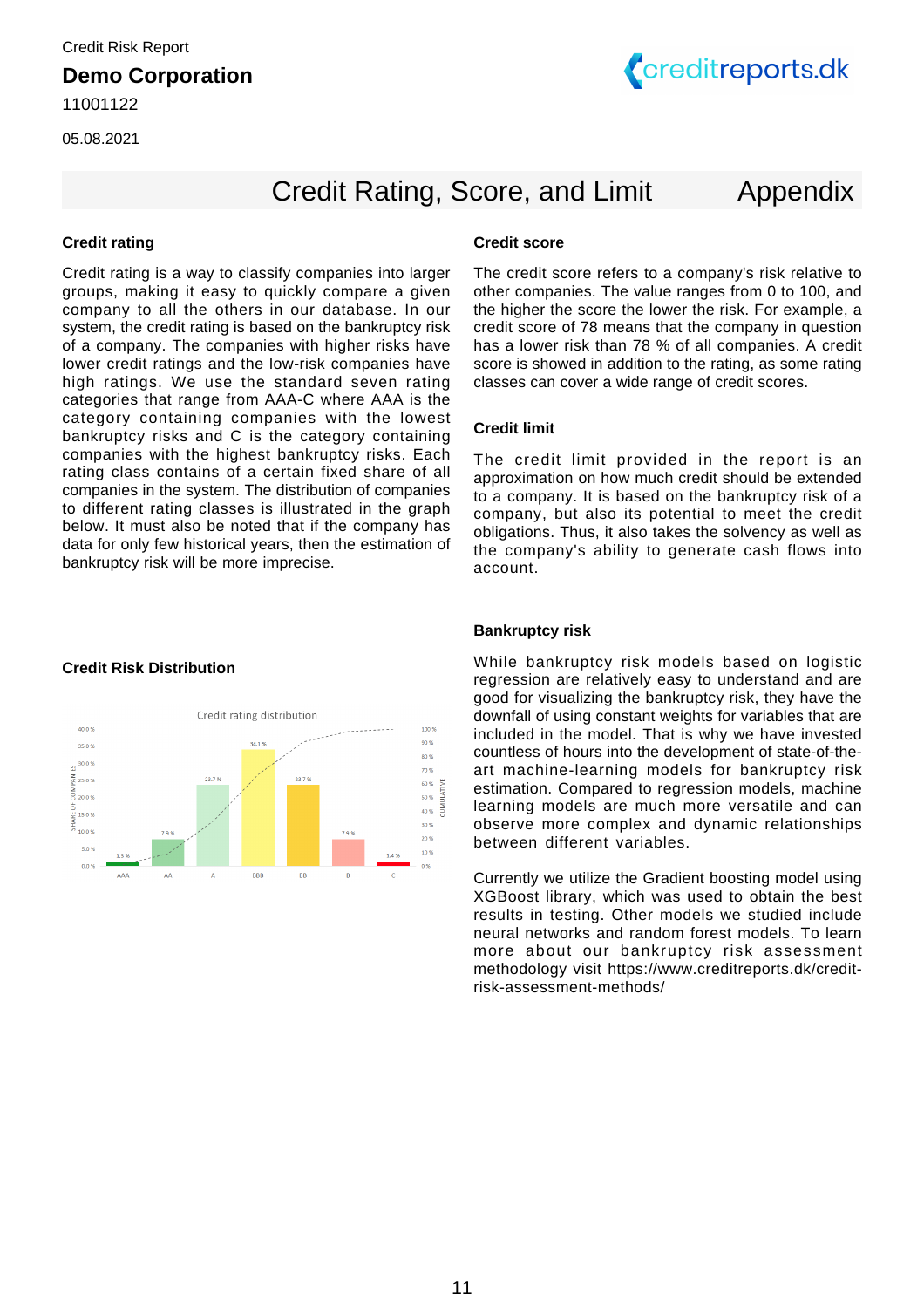Credit Risk Report

**Demo Corporation**

11001122

05.08.2021

## Credit Rating, Score, and Limit — Appendix

### Credit rating

Credit rating is a way to classify companies into larger groups, making it easy to quickly compare a given company to all the others in our database. In our system, the credit rating is based on the bankruptcy risk of a company. The companies with higher risks have lower credit ratings and the low-risk companies have high ratings. We use the standard seven rating categories that range from AAA-C where AAA is the category containing companies with the lowest bankruptcy risks and C is the category containing companies with the highest bankruptcy risks. Each rating class contains of a certain fixed share of all companies in the system. The distribution of companies to different rating classes is illustrated in the graph below. It must also be noted that if the company has data for only few historical years, then the estimation of bankruptcy risk will be more imprecise.

### Credit Risk Distribution

Credit rating distribution

| Rating | AAA | AA | A | BBB | BB | B | C |
|---|---|---|---|---|---|---|---|
| Share of companies | 1.3 % | 7.9 % | 23.7 % | 34.1 % | 23.7 % | 7.9 % | 3.4 % |

### Credit score

The credit score refers to a company's risk relative to other companies. The value ranges from 0 to 100, and the higher the score the lower the risk. For example, a credit score of 78 means that the company in question has a lower risk than 78 % of all companies. A credit score is showed in addition to the rating, as some rating classes can cover a wide range of credit scores.

### Credit limit

The credit limit provided in the report is an approximation on how much credit should be extended to a company. It is based on the bankruptcy risk of a company, but also its potential to meet the credit obligations. Thus, it also takes the solvency as well as the company's ability to generate cash flows into account.

### Bankruptcy risk

While bankruptcy risk models based on logistic regression are relatively easy to understand and are good for visualizing the bankruptcy risk, they have the downfall of using constant weights for variables that are included in the model. That is why we have invested countless of hours into the development of state-of-the-art machine-learning models for bankruptcy risk estimation. Compared to regression models, machine learning models are much more versatile and can observe more complex and dynamic relationships between different variables.

Currently we utilize the Gradient boosting model using XGBoost library, which was used to obtain the best results in testing. Other models we studied include neural networks and random forest models. To learn more about our bankruptcy risk assessment methodology visit https://www.creditreports.dk/credit-risk-assessment-methods/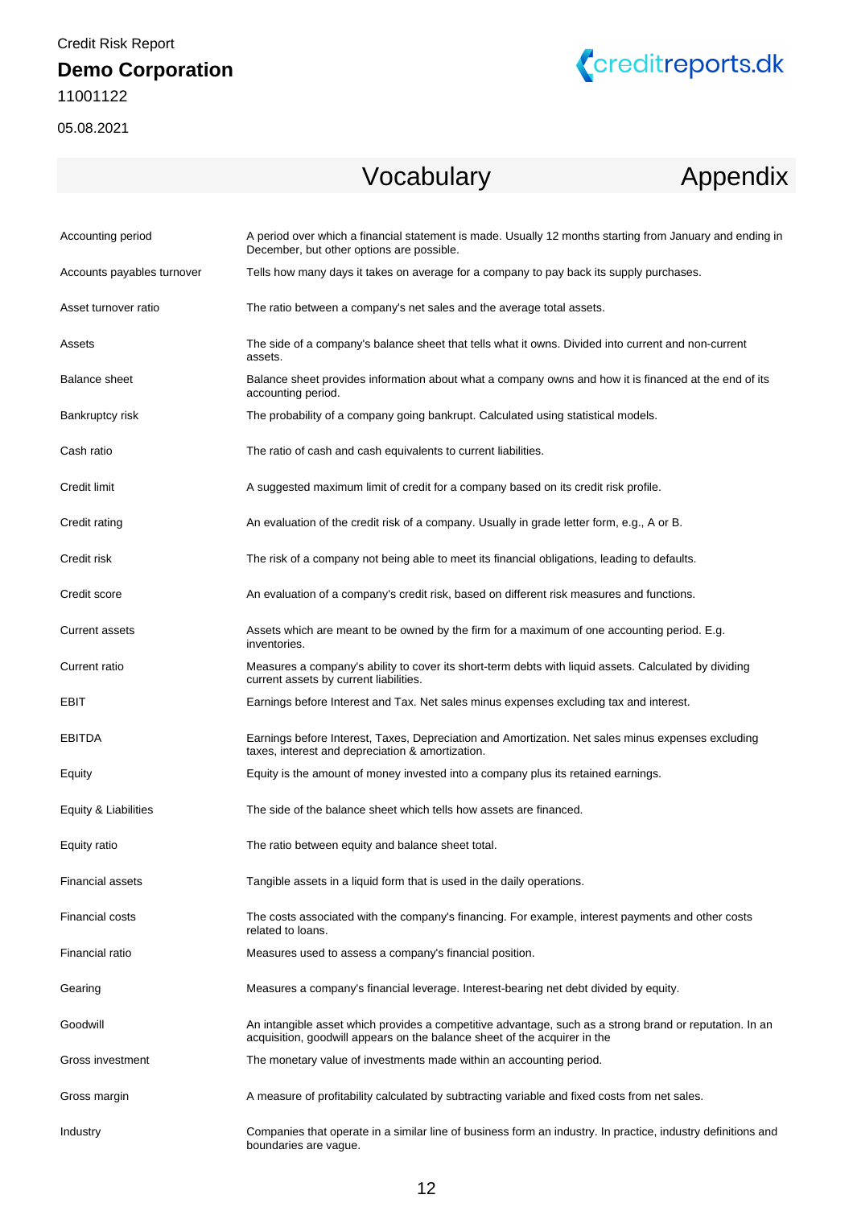## Vocabulary — Appendix

| | |
|---|---|
| Accounting period | A period over which a financial statement is made. Usually 12 months starting from January and ending in December, but other options are possible. |
| Accounts payables turnover | Tells how many days it takes on average for a company to pay back its supply purchases. |
| Asset turnover ratio | The ratio between a company's net sales and the average total assets. |
| Assets | The side of a company's balance sheet that tells what it owns. Divided into current and non-current assets. |
| Balance sheet | Balance sheet provides information about what a company owns and how it is financed at the end of its accounting period. |
| Bankruptcy risk | The probability of a company going bankrupt. Calculated using statistical models. |
| Cash ratio | The ratio of cash and cash equivalents to current liabilities. |
| Credit limit | A suggested maximum limit of credit for a company based on its credit risk profile. |
| Credit rating | An evaluation of the credit risk of a company. Usually in grade letter form, e.g., A or B. |
| Credit risk | The risk of a company not being able to meet its financial obligations, leading to defaults. |
| Credit score | An evaluation of a company's credit risk, based on different risk measures and functions. |
| Current assets | Assets which are meant to be owned by the firm for a maximum of one accounting period. E.g. inventories. |
| Current ratio | Measures a company's ability to cover its short-term debts with liquid assets. Calculated by dividing current assets by current liabilities. |
| EBIT | Earnings before Interest and Tax. Net sales minus expenses excluding tax and interest. |
| EBITDA | Earnings before Interest, Taxes, Depreciation and Amortization. Net sales minus expenses excluding taxes, interest and depreciation & amortization. |
| Equity | Equity is the amount of money invested into a company plus its retained earnings. |
| Equity & Liabilities | The side of the balance sheet which tells how assets are financed. |
| Equity ratio | The ratio between equity and balance sheet total. |
| Financial assets | Tangible assets in a liquid form that is used in the daily operations. |
| Financial costs | The costs associated with the company's financing. For example, interest payments and other costs related to loans. |
| Financial ratio | Measures used to assess a company's financial position. |
| Gearing | Measures a company's financial leverage. Interest-bearing net debt divided by equity. |
| Goodwill | An intangible asset which provides a competitive advantage, such as a strong brand or reputation. In an acquisition, goodwill appears on the balance sheet of the acquirer in the |
| Gross investment | The monetary value of investments made within an accounting period. |
| Gross margin | A measure of profitability calculated by subtracting variable and fixed costs from net sales. |
| Industry | Companies that operate in a similar line of business form an industry. In practice, industry definitions and boundaries are vague. |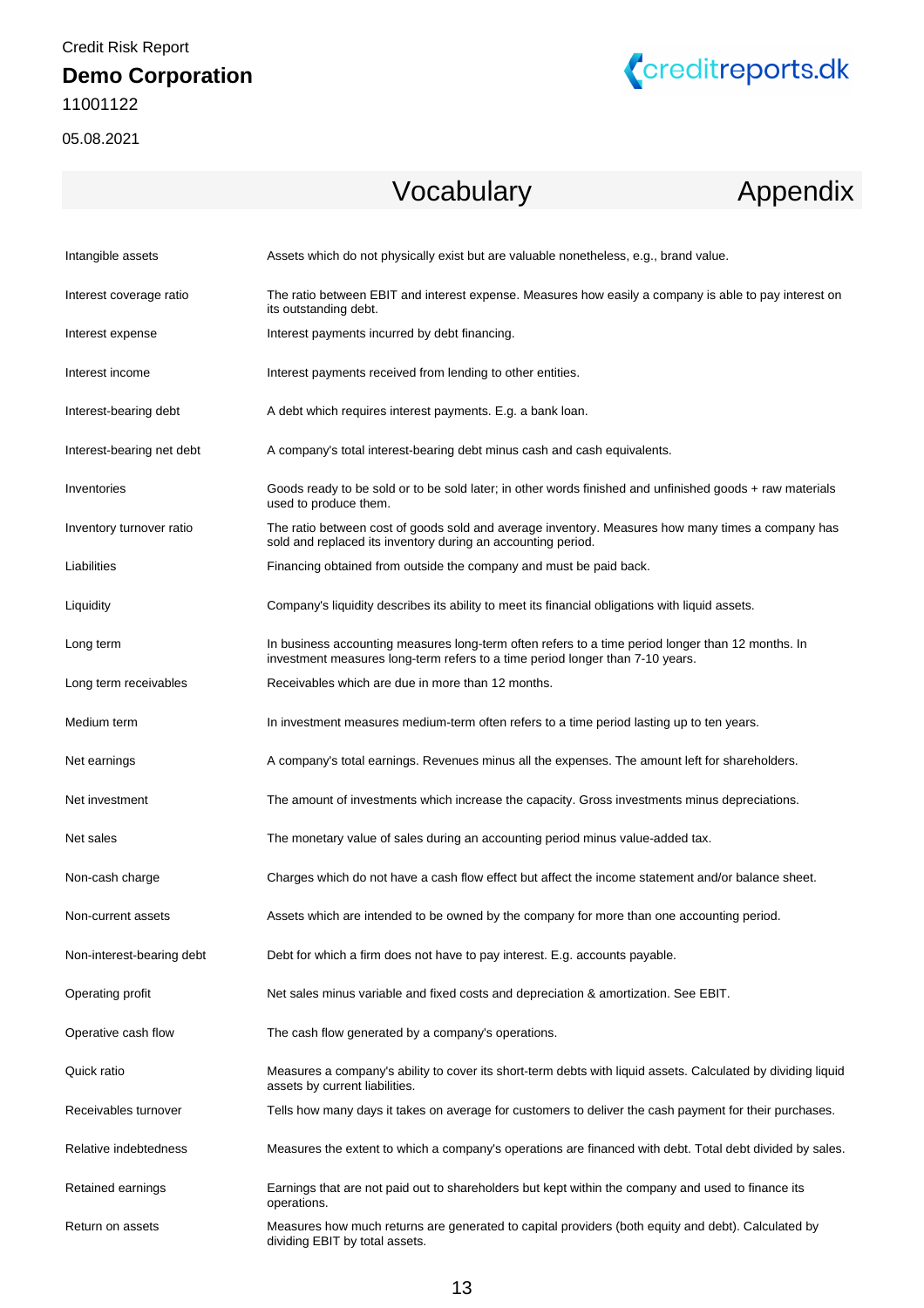Credit Risk Report

**Demo Corporation**

11001122

05.08.2021

## Vocabulary — Appendix

| Term | Definition |
|---|---|
| Intangible assets | Assets which do not physically exist but are valuable nonetheless, e.g., brand value. |
| Interest coverage ratio | The ratio between EBIT and interest expense. Measures how easily a company is able to pay interest on its outstanding debt. |
| Interest expense | Interest payments incurred by debt financing. |
| Interest income | Interest payments received from lending to other entities. |
| Interest-bearing debt | A debt which requires interest payments. E.g. a bank loan. |
| Interest-bearing net debt | A company's total interest-bearing debt minus cash and cash equivalents. |
| Inventories | Goods ready to be sold or to be sold later; in other words finished and unfinished goods + raw materials used to produce them. |
| Inventory turnover ratio | The ratio between cost of goods sold and average inventory. Measures how many times a company has sold and replaced its inventory during an accounting period. |
| Liabilities | Financing obtained from outside the company and must be paid back. |
| Liquidity | Company's liquidity describes its ability to meet its financial obligations with liquid assets. |
| Long term | In business accounting measures long-term often refers to a time period longer than 12 months. In investment measures long-term refers to a time period longer than 7-10 years. |
| Long term receivables | Receivables which are due in more than 12 months. |
| Medium term | In investment measures medium-term often refers to a time period lasting up to ten years. |
| Net earnings | A company's total earnings. Revenues minus all the expenses. The amount left for shareholders. |
| Net investment | The amount of investments which increase the capacity. Gross investments minus depreciations. |
| Net sales | The monetary value of sales during an accounting period minus value-added tax. |
| Non-cash charge | Charges which do not have a cash flow effect but affect the income statement and/or balance sheet. |
| Non-current assets | Assets which are intended to be owned by the company for more than one accounting period. |
| Non-interest-bearing debt | Debt for which a firm does not have to pay interest. E.g. accounts payable. |
| Operating profit | Net sales minus variable and fixed costs and depreciation & amortization. See EBIT. |
| Operative cash flow | The cash flow generated by a company's operations. |
| Quick ratio | Measures a company's ability to cover its short-term debts with liquid assets. Calculated by dividing liquid assets by current liabilities. |
| Receivables turnover | Tells how many days it takes on average for customers to deliver the cash payment for their purchases. |
| Relative indebtedness | Measures the extent to which a company's operations are financed with debt. Total debt divided by sales. |
| Retained earnings | Earnings that are not paid out to shareholders but kept within the company and used to finance its operations. |
| Return on assets | Measures how much returns are generated to capital providers (both equity and debt). Calculated by dividing EBIT by total assets. |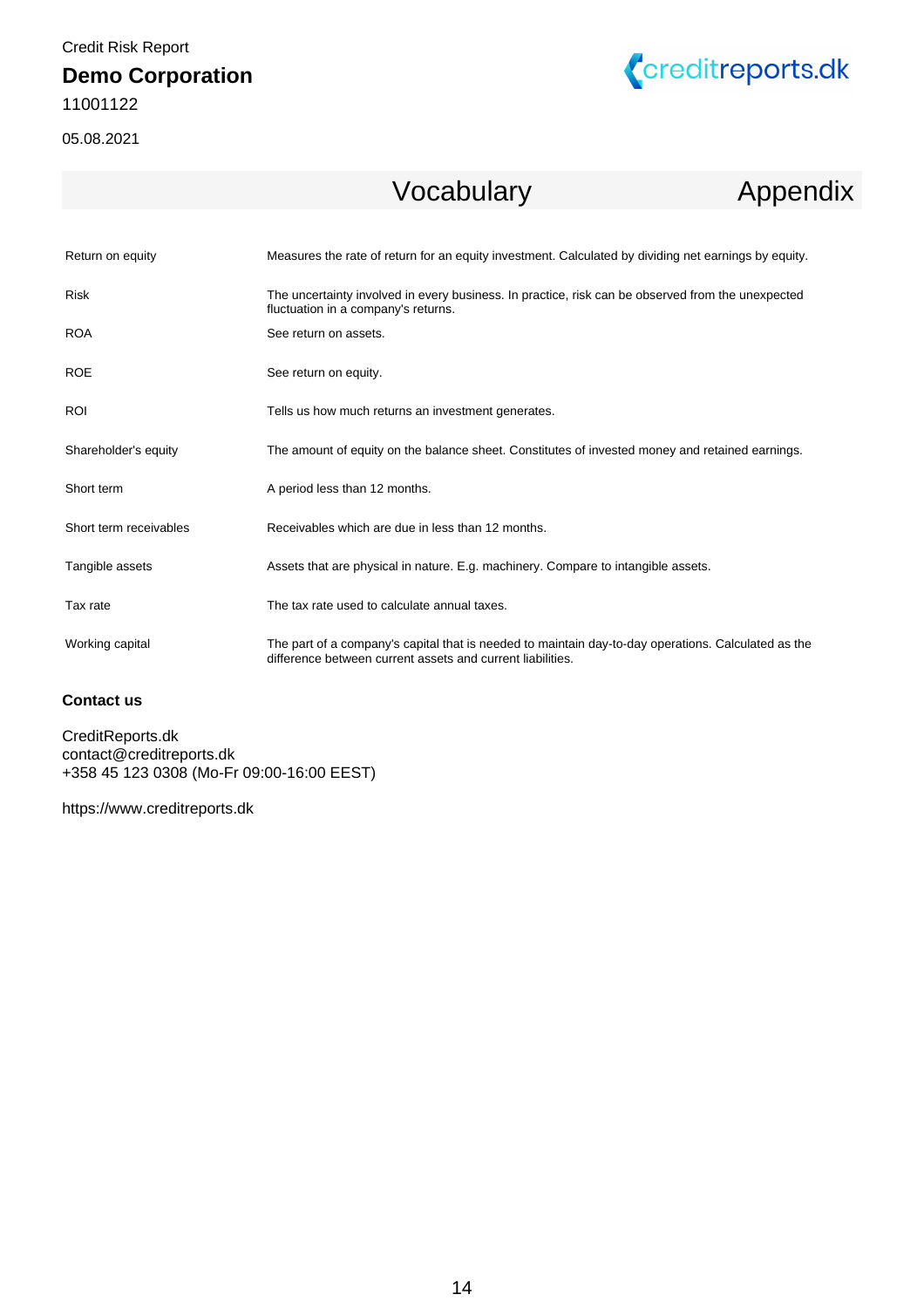## Vocabulary

## Appendix

| | |
|---|---|
| Return on equity | Measures the rate of return for an equity investment. Calculated by dividing net earnings by equity. |
| Risk | The uncertainty involved in every business. In practice, risk can be observed from the unexpected fluctuation in a company's returns. |
| ROA | See return on assets. |
| ROE | See return on equity. |
| ROI | Tells us how much returns an investment generates. |
| Shareholder's equity | The amount of equity on the balance sheet. Constitutes of invested money and retained earnings. |
| Short term | A period less than 12 months. |
| Short term receivables | Receivables which are due in less than 12 months. |
| Tangible assets | Assets that are physical in nature. E.g. machinery. Compare to intangible assets. |
| Tax rate | The tax rate used to calculate annual taxes. |
| Working capital | The part of a company's capital that is needed to maintain day-to-day operations. Calculated as the difference between current assets and current liabilities. |

**Contact us**

CreditReports.dk
contact@creditreports.dk
+358 45 123 0308 (Mo-Fr 09:00-16:00 EEST)

https://www.creditreports.dk